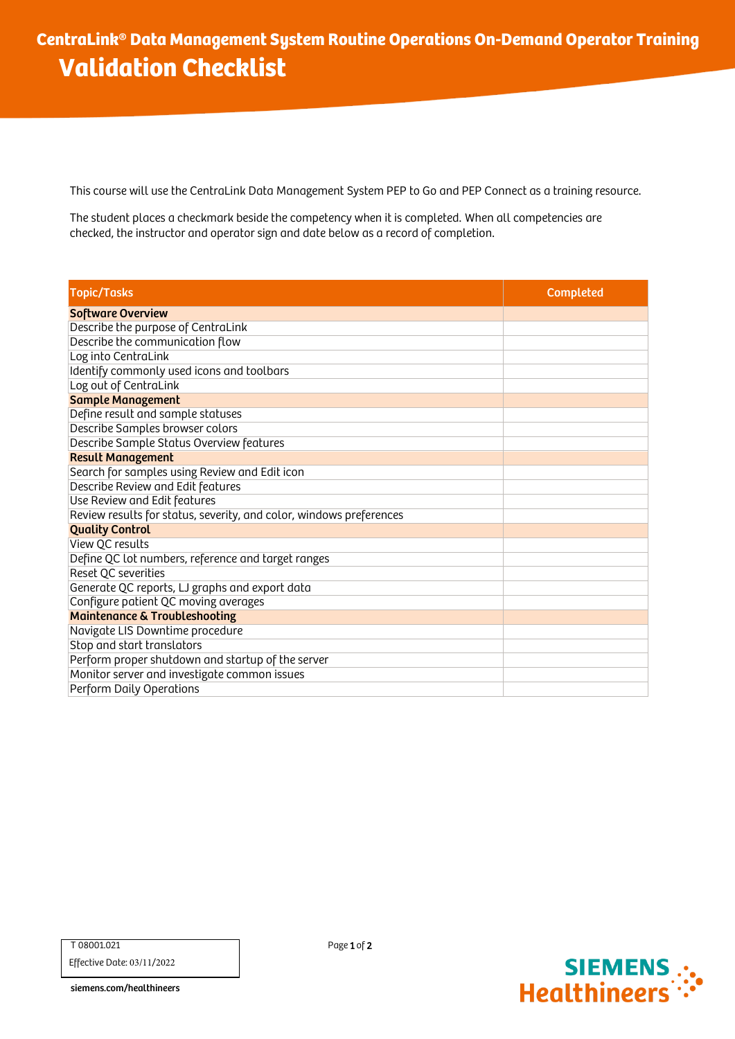# CentraLink® Data Management System Routine Operations On-Demand Operator Training

## Validation Checklist

This course will use the CentraLink Data Management System PEP to Go and PEP Connect as a training resource.

The student places a checkmark beside the competency when it is completed. When all competencies are checked, the instructor and operator sign and date below as a record of completion.

| Topic/Tasks | Completed |
|---|---|
| **Software Overview** | |
| Describe the purpose of CentraLink | |
| Describe the communication flow | |
| Log into CentraLink | |
| Identify commonly used icons and toolbars | |
| Log out of CentraLink | |
| **Sample Management** | |
| Define result and sample statuses | |
| Describe Samples browser colors | |
| Describe Sample Status Overview features | |
| **Result Management** | |
| Search for samples using Review and Edit icon | |
| Describe Review and Edit features | |
| Use Review and Edit features | |
| Review results for status, severity, and color, windows preferences | |
| **Quality Control** | |
| View QC results | |
| Define QC lot numbers, reference and target ranges | |
| Reset QC severities | |
| Generate QC reports, LJ graphs and export data | |
| Configure patient QC moving averages | |
| **Maintenance & Troubleshooting** | |
| Navigate LIS Downtime procedure | |
| Stop and start translators | |
| Perform proper shutdown and startup of the server | |
| Monitor server and investigate common issues | |
| Perform Daily Operations | |

T 08001.021

Effective Date: 03/11/2022

siemens.com/healthineers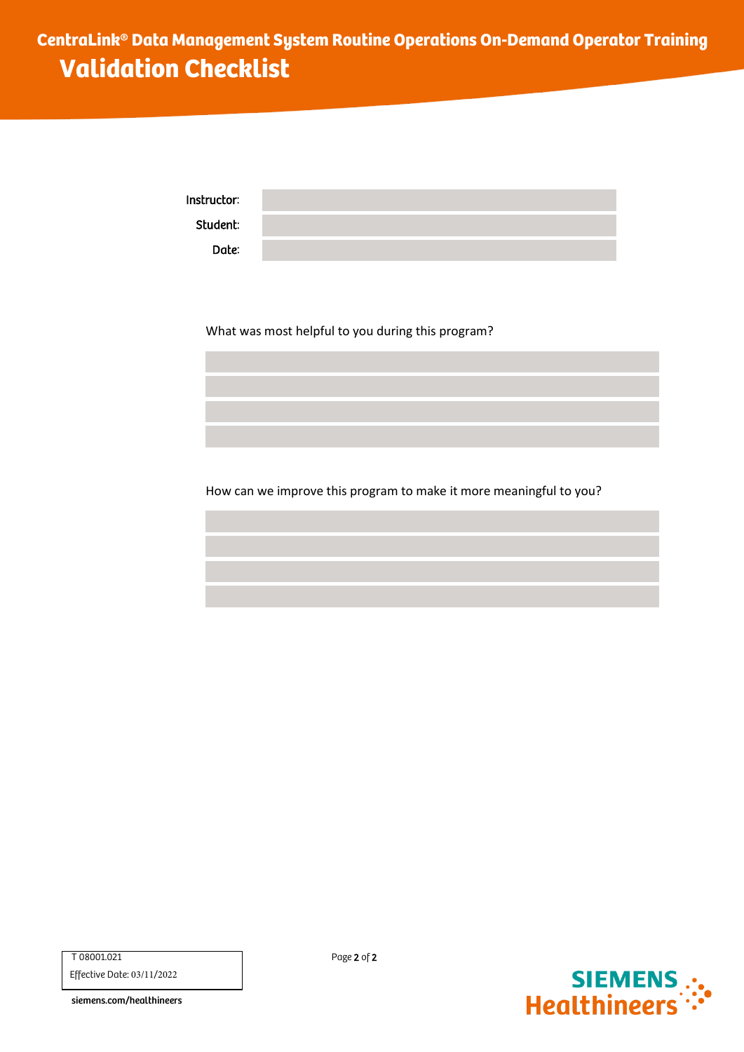# CentraLink® Data Management System Routine Operations On-Demand Operator Training

## Validation Checklist

Instructor:

Student:

Date:

What was most helpful to you during this program?

How can we improve this program to make it more meaningful to you?

T 08001.021

Effective Date: 03/11/2022

siemens.com/healthineers

SIEMENS Healthineers